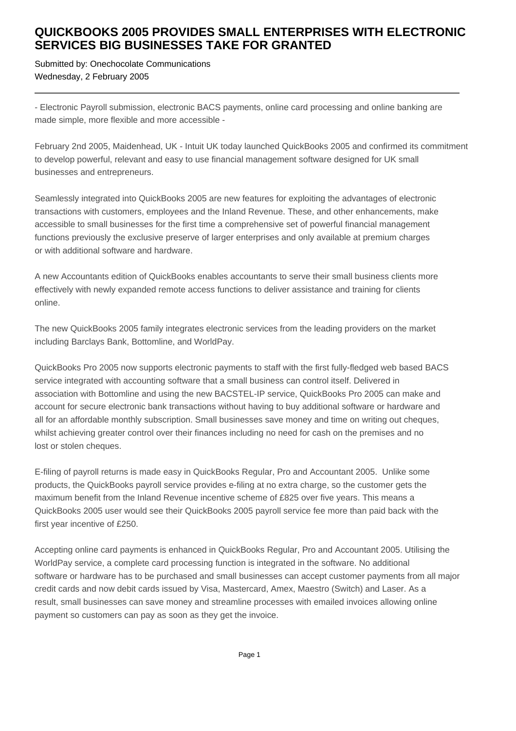# QUICKBOOKS 2005 PROVIDES SMALL ENTERPRISES WITH ELECTRONIC SERVICES BIG BUSINESSES TAKE FOR GRANTED

Submitted by: Onechocolate Communications
Wednesday, 2 February 2005

---

- Electronic Payroll submission, electronic BACS payments, online card processing and online banking are made simple, more flexible and more accessible -

February 2nd 2005, Maidenhead, UK - Intuit UK today launched QuickBooks 2005 and confirmed its commitment to develop powerful, relevant and easy to use financial management software designed for UK small businesses and entrepreneurs.

Seamlessly integrated into QuickBooks 2005 are new features for exploiting the advantages of electronic transactions with customers, employees and the Inland Revenue. These, and other enhancements, make accessible to small businesses for the first time a comprehensive set of powerful financial management functions previously the exclusive preserve of larger enterprises and only available at premium charges or with additional software and hardware.

A new Accountants edition of QuickBooks enables accountants to serve their small business clients more effectively with newly expanded remote access functions to deliver assistance and training for clients online.

The new QuickBooks 2005 family integrates electronic services from the leading providers on the market including Barclays Bank, Bottomline, and WorldPay.

QuickBooks Pro 2005 now supports electronic payments to staff with the first fully-fledged web based BACS service integrated with accounting software that a small business can control itself. Delivered in association with Bottomline and using the new BACSTEL-IP service, QuickBooks Pro 2005 can make and account for secure electronic bank transactions without having to buy additional software or hardware and all for an affordable monthly subscription. Small businesses save money and time on writing out cheques, whilst achieving greater control over their finances including no need for cash on the premises and no lost or stolen cheques.

E-filing of payroll returns is made easy in QuickBooks Regular, Pro and Accountant 2005. Unlike some products, the QuickBooks payroll service provides e-filing at no extra charge, so the customer gets the maximum benefit from the Inland Revenue incentive scheme of £825 over five years. This means a QuickBooks 2005 user would see their QuickBooks 2005 payroll service fee more than paid back with the first year incentive of £250.

Accepting online card payments is enhanced in QuickBooks Regular, Pro and Accountant 2005. Utilising the WorldPay service, a complete card processing function is integrated in the software. No additional software or hardware has to be purchased and small businesses can accept customer payments from all major credit cards and now debit cards issued by Visa, Mastercard, Amex, Maestro (Switch) and Laser. As a result, small businesses can save money and streamline processes with emailed invoices allowing online payment so customers can pay as soon as they get the invoice.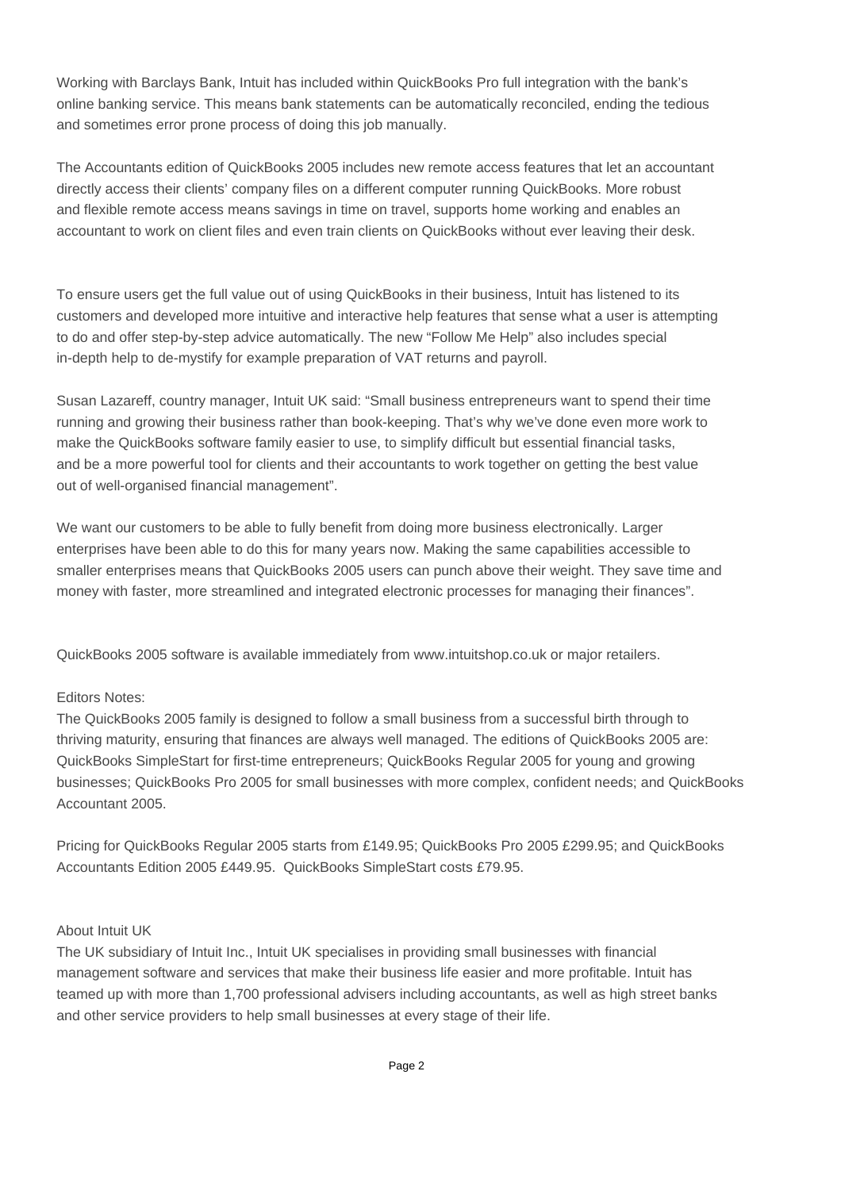Working with Barclays Bank, Intuit has included within QuickBooks Pro full integration with the bank's online banking service. This means bank statements can be automatically reconciled, ending the tedious and sometimes error prone process of doing this job manually.

The Accountants edition of QuickBooks 2005 includes new remote access features that let an accountant directly access their clients' company files on a different computer running QuickBooks. More robust and flexible remote access means savings in time on travel, supports home working and enables an accountant to work on client files and even train clients on QuickBooks without ever leaving their desk.

To ensure users get the full value out of using QuickBooks in their business, Intuit has listened to its customers and developed more intuitive and interactive help features that sense what a user is attempting to do and offer step-by-step advice automatically. The new "Follow Me Help" also includes special in-depth help to de-mystify for example preparation of VAT returns and payroll.

Susan Lazareff, country manager, Intuit UK said: "Small business entrepreneurs want to spend their time running and growing their business rather than book-keeping. That's why we've done even more work to make the QuickBooks software family easier to use, to simplify difficult but essential financial tasks, and be a more powerful tool for clients and their accountants to work together on getting the best value out of well-organised financial management".

We want our customers to be able to fully benefit from doing more business electronically. Larger enterprises have been able to do this for many years now. Making the same capabilities accessible to smaller enterprises means that QuickBooks 2005 users can punch above their weight. They save time and money with faster, more streamlined and integrated electronic processes for managing their finances".

QuickBooks 2005 software is available immediately from www.intuitshop.co.uk or major retailers.

Editors Notes:

The QuickBooks 2005 family is designed to follow a small business from a successful birth through to thriving maturity, ensuring that finances are always well managed. The editions of QuickBooks 2005 are: QuickBooks SimpleStart for first-time entrepreneurs; QuickBooks Regular 2005 for young and growing businesses; QuickBooks Pro 2005 for small businesses with more complex, confident needs; and QuickBooks Accountant 2005.

Pricing for QuickBooks Regular 2005 starts from £149.95; QuickBooks Pro 2005 £299.95; and QuickBooks Accountants Edition 2005 £449.95. QuickBooks SimpleStart costs £79.95.

About Intuit UK

The UK subsidiary of Intuit Inc., Intuit UK specialises in providing small businesses with financial management software and services that make their business life easier and more profitable. Intuit has teamed up with more than 1,700 professional advisers including accountants, as well as high street banks and other service providers to help small businesses at every stage of their life.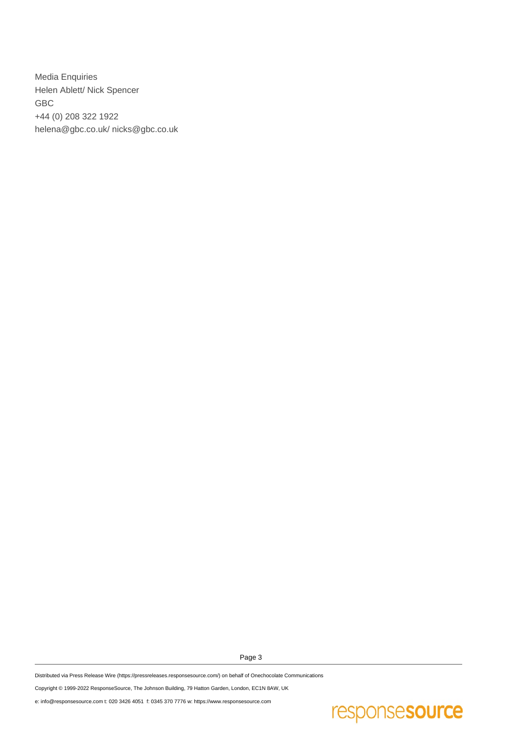Media Enquiries
Helen Ablett/ Nick Spencer
GBC
+44 (0) 208 322 1922
helena@gbc.co.uk/ nicks@gbc.co.uk

Distributed via Press Release Wire (https://pressreleases.responsesource.com/) on behalf of Onechocolate Communications

Copyright © 1999-2022 ResponseSource, The Johnson Building, 79 Hatton Garden, London, EC1N 8AW, UK

e: info@responsesource.com t: 020 3426 4051 f: 0345 370 7776 w: https://www.responsesource.com